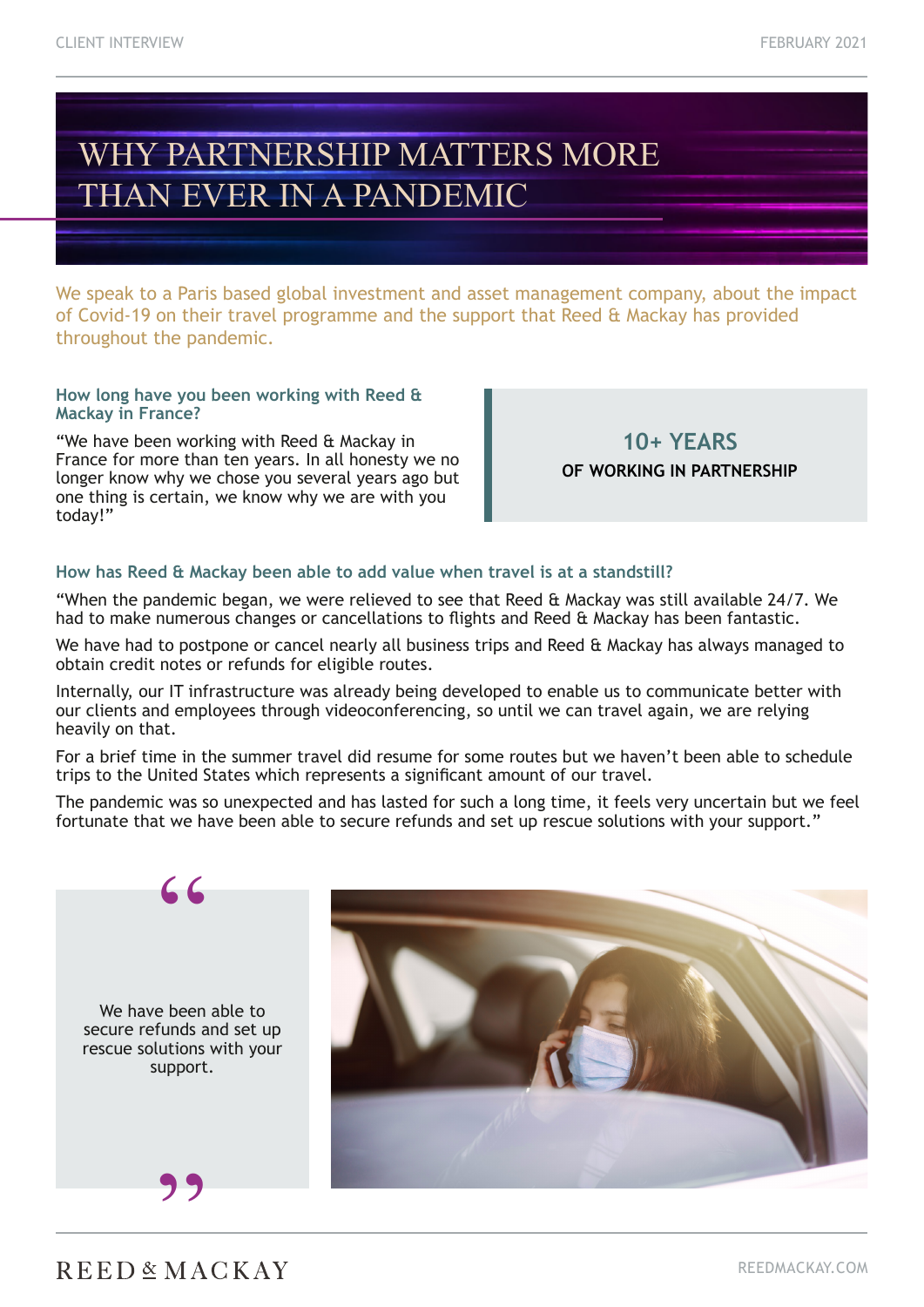# WHY PARTNERSHIP MATTERS MORE THAN EVER IN A PANDEMIC

We speak to a Paris based global investment and asset management company, about the impact of Covid-19 on their travel programme and the support that Reed & Mackay has provided throughout the pandemic.

### How long have you been working with Reed & Mackay in France?

"We have been working with Reed & Mackay in France for more than ten years. In all honesty we no longer know why we chose you several years ago but one thing is certain, we know why we are with you today!"

**10+ YEARS**
**OF WORKING IN PARTNERSHIP**

### How has Reed & Mackay been able to add value when travel is at a standstill?

"When the pandemic began, we were relieved to see that Reed & Mackay was still available 24/7. We had to make numerous changes or cancellations to flights and Reed & Mackay has been fantastic.

We have had to postpone or cancel nearly all business trips and Reed & Mackay has always managed to obtain credit notes or refunds for eligible routes.

Internally, our IT infrastructure was already being developed to enable us to communicate better with our clients and employees through videoconferencing, so until we can travel again, we are relying heavily on that.

For a brief time in the summer travel did resume for some routes but we haven't been able to schedule trips to the United States which represents a significant amount of our travel.

The pandemic was so unexpected and has lasted for such a long time, it feels very uncertain but we feel fortunate that we have been able to secure refunds and set up rescue solutions with your support."

> "We have been able to secure refunds and set up rescue solutions with your support."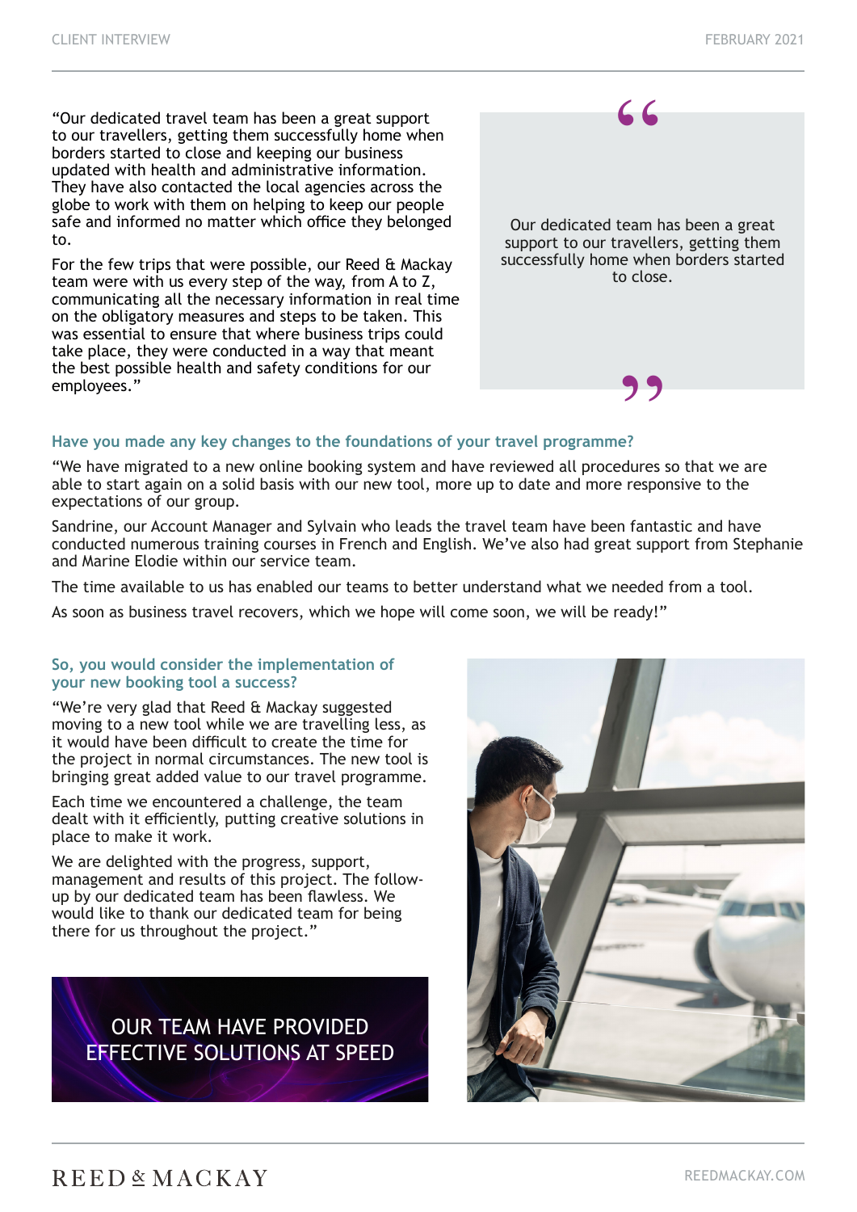"Our dedicated travel team has been a great support to our travellers, getting them successfully home when borders started to close and keeping our business updated with health and administrative information. They have also contacted the local agencies across the globe to work with them on helping to keep our people safe and informed no matter which office they belonged to.

For the few trips that were possible, our Reed & Mackay team were with us every step of the way, from A to Z, communicating all the necessary information in real time on the obligatory measures and steps to be taken. This was essential to ensure that where business trips could take place, they were conducted in a way that meant the best possible health and safety conditions for our employees."

> Our dedicated team has been a great support to our travellers, getting them successfully home when borders started to close.

### Have you made any key changes to the foundations of your travel programme?

"We have migrated to a new online booking system and have reviewed all procedures so that we are able to start again on a solid basis with our new tool, more up to date and more responsive to the expectations of our group.

Sandrine, our Account Manager and Sylvain who leads the travel team have been fantastic and have conducted numerous training courses in French and English. We've also had great support from Stephanie and Marine Elodie within our service team.

The time available to us has enabled our teams to better understand what we needed from a tool.

As soon as business travel recovers, which we hope will come soon, we will be ready!"

### So, you would consider the implementation of your new booking tool a success?

"We're very glad that Reed & Mackay suggested moving to a new tool while we are travelling less, as it would have been difficult to create the time for the project in normal circumstances. The new tool is bringing great added value to our travel programme.

Each time we encountered a challenge, the team dealt with it efficiently, putting creative solutions in place to make it work.

We are delighted with the progress, support, management and results of this project. The follow-up by our dedicated team has been flawless. We would like to thank our dedicated team for being there for us throughout the project."

**OUR TEAM HAVE PROVIDED EFFECTIVE SOLUTIONS AT SPEED**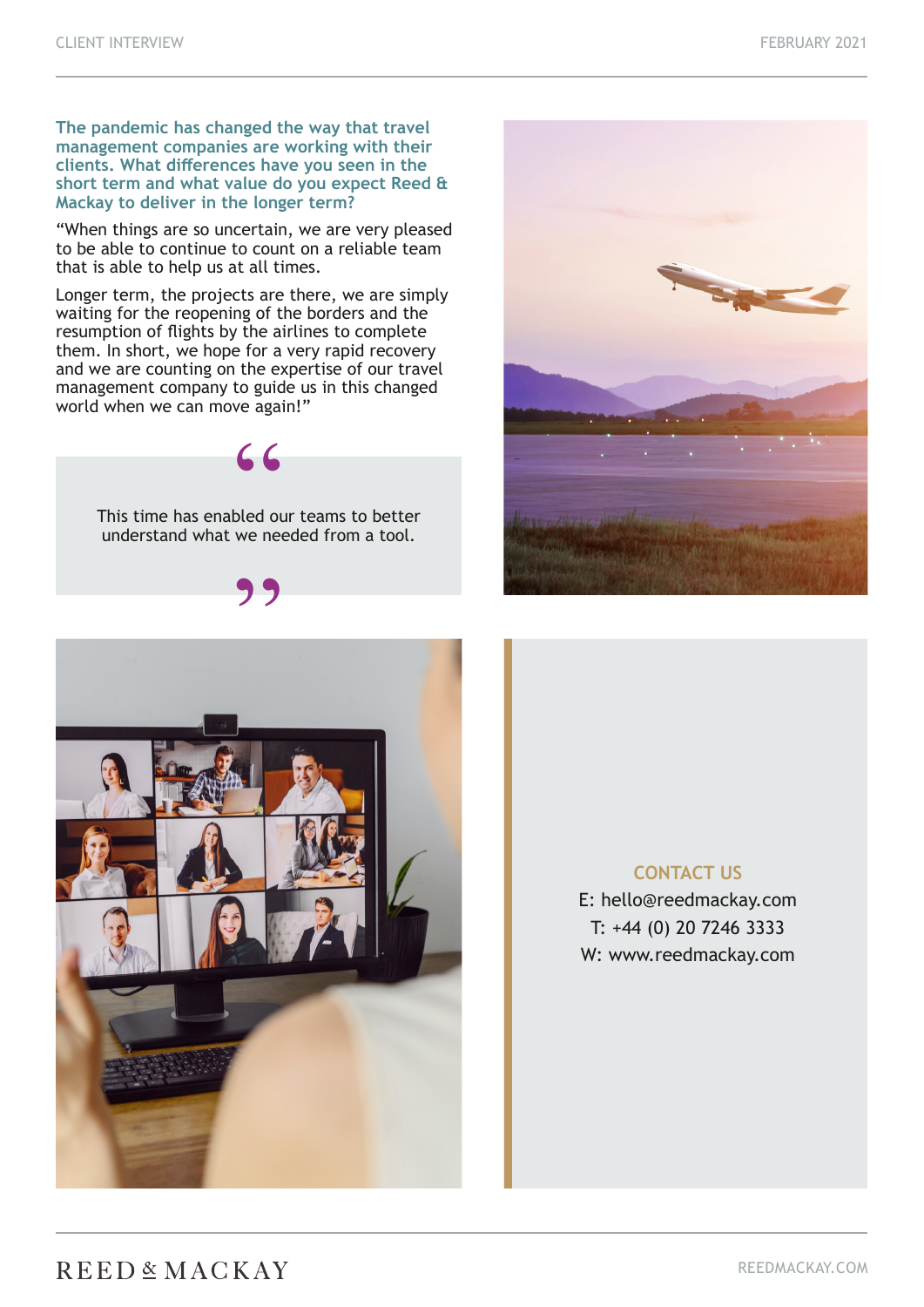### The pandemic has changed the way that travel management companies are working with their clients. What differences have you seen in the short term and what value do you expect Reed & Mackay to deliver in the longer term?

"When things are so uncertain, we are very pleased to be able to continue to count on a reliable team that is able to help us at all times.

Longer term, the projects are there, we are simply waiting for the reopening of the borders and the resumption of flights by the airlines to complete them. In short, we hope for a very rapid recovery and we are counting on the expertise of our travel management company to guide us in this changed world when we can move again!"

> This time has enabled our teams to better understand what we needed from a tool.

**CONTACT US**

E: hello@reedmackay.com
T: +44 (0) 20 7246 3333
W: www.reedmackay.com